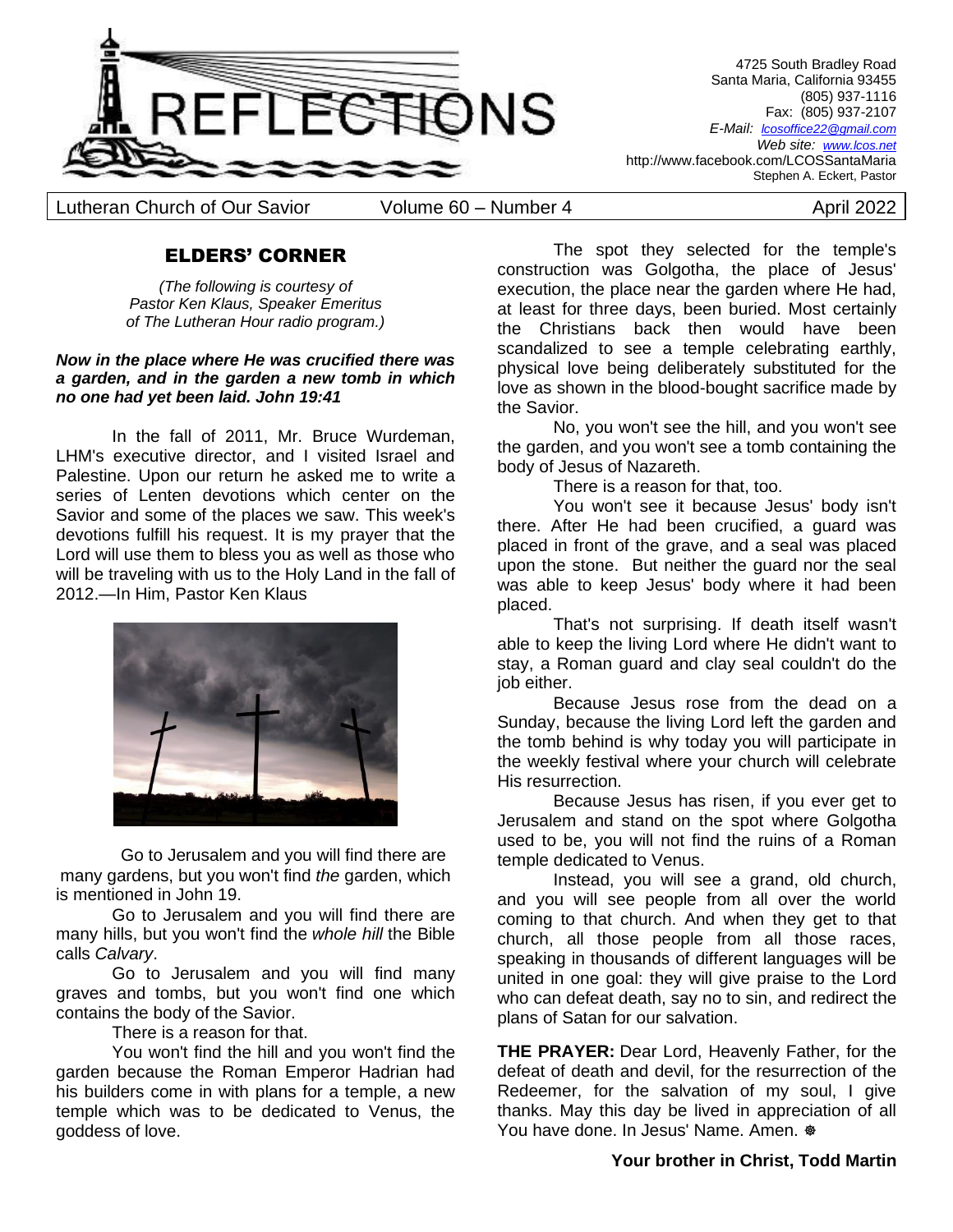# REFLECTIONS

4725 South Bradley Road
Santa Maria, California 93455
(805) 937-1116
Fax: (805) 937-2107
*E-Mail: lcosoffice22@gmail.com*
*Web site: www.lcos.net*
http://www.facebook.com/LCOSSantaMaria
Stephen A. Eckert, Pastor

Lutheran Church of Our Savior | Volume 60 – Number 4 | April 2022

## ELDERS' CORNER

*(The following is courtesy of Pastor Ken Klaus, Speaker Emeritus of The Lutheran Hour radio program.)*

***Now in the place where He was crucified there was a garden, and in the garden a new tomb in which no one had yet been laid. John 19:41***

In the fall of 2011, Mr. Bruce Wurdeman, LHM's executive director, and I visited Israel and Palestine. Upon our return he asked me to write a series of Lenten devotions which center on the Savior and some of the places we saw. This week's devotions fulfill his request. It is my prayer that the Lord will use them to bless you as well as those who will be traveling with us to the Holy Land in the fall of 2012.—In Him, Pastor Ken Klaus

Go to Jerusalem and you will find there are many gardens, but you won't find *the* garden, which is mentioned in John 19.

Go to Jerusalem and you will find there are many hills, but you won't find the *whole hill* the Bible calls *Calvary*.

Go to Jerusalem and you will find many graves and tombs, but you won't find one which contains the body of the Savior.

There is a reason for that.

You won't find the hill and you won't find the garden because the Roman Emperor Hadrian had his builders come in with plans for a temple, a new temple which was to be dedicated to Venus, the goddess of love.

The spot they selected for the temple's construction was Golgotha, the place of Jesus' execution, the place near the garden where He had, at least for three days, been buried. Most certainly the Christians back then would have been scandalized to see a temple celebrating earthly, physical love being deliberately substituted for the love as shown in the blood-bought sacrifice made by the Savior.

No, you won't see the hill, and you won't see the garden, and you won't see a tomb containing the body of Jesus of Nazareth.

There is a reason for that, too.

You won't see it because Jesus' body isn't there. After He had been crucified, a guard was placed in front of the grave, and a seal was placed upon the stone. But neither the guard nor the seal was able to keep Jesus' body where it had been placed.

That's not surprising. If death itself wasn't able to keep the living Lord where He didn't want to stay, a Roman guard and clay seal couldn't do the job either.

Because Jesus rose from the dead on a Sunday, because the living Lord left the garden and the tomb behind is why today you will participate in the weekly festival where your church will celebrate His resurrection.

Because Jesus has risen, if you ever get to Jerusalem and stand on the spot where Golgotha used to be, you will not find the ruins of a Roman temple dedicated to Venus.

Instead, you will see a grand, old church, and you will see people from all over the world coming to that church. And when they get to that church, all those people from all those races, speaking in thousands of different languages will be united in one goal: they will give praise to the Lord who can defeat death, say no to sin, and redirect the plans of Satan for our salvation.

**THE PRAYER:** Dear Lord, Heavenly Father, for the defeat of death and devil, for the resurrection of the Redeemer, for the salvation of my soul, I give thanks. May this day be lived in appreciation of all You have done. In Jesus' Name. Amen. ☸

**Your brother in Christ, Todd Martin**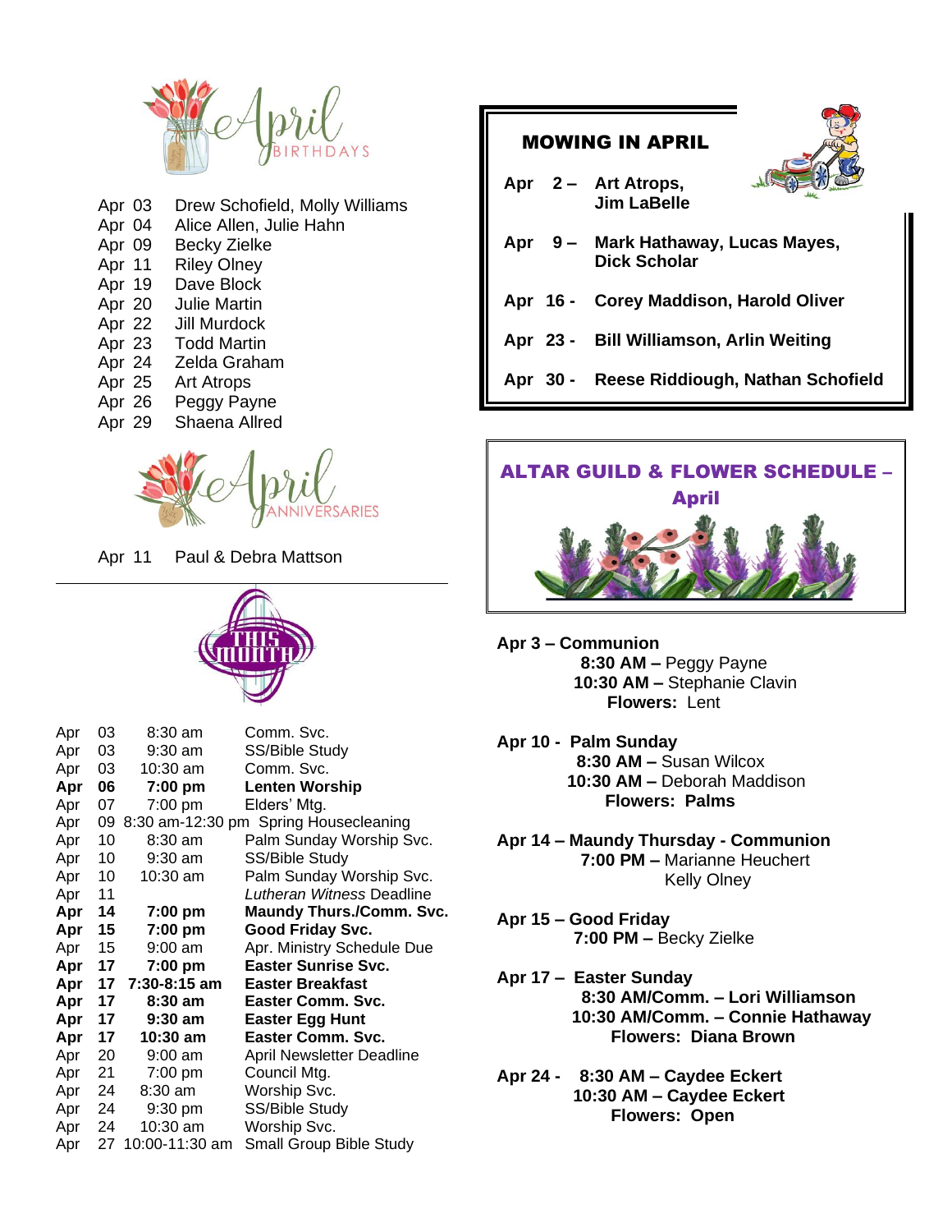## April Birthdays

| | |
|---|---|
| Apr 03 | Drew Schofield, Molly Williams |
| Apr 04 | Alice Allen, Julie Hahn |
| Apr 09 | Becky Zielke |
| Apr 11 | Riley Olney |
| Apr 19 | Dave Block |
| Apr 20 | Julie Martin |
| Apr 22 | Jill Murdock |
| Apr 23 | Todd Martin |
| Apr 24 | Zelda Graham |
| Apr 25 | Art Atrops |
| Apr 26 | Peggy Payne |
| Apr 29 | Shaena Allred |

## April Anniversaries

Apr 11 Paul & Debra Mattson

## This Month

| | | | |
|---|---|---|---|
| Apr | 03 | 8:30 am | Comm. Svc. |
| Apr | 03 | 9:30 am | SS/Bible Study |
| Apr | 03 | 10:30 am | Comm. Svc. |
| **Apr** | **06** | **7:00 pm** | **Lenten Worship** |
| Apr | 07 | 7:00 pm | Elders' Mtg. |
| Apr | 09 | 8:30 am-12:30 pm | Spring Housecleaning |
| Apr | 10 | 8:30 am | Palm Sunday Worship Svc. |
| Apr | 10 | 9:30 am | SS/Bible Study |
| Apr | 10 | 10:30 am | Palm Sunday Worship Svc. |
| Apr | 11 | | *Lutheran Witness* Deadline |
| **Apr** | **14** | **7:00 pm** | **Maundy Thurs./Comm. Svc.** |
| **Apr** | **15** | **7:00 pm** | **Good Friday Svc.** |
| Apr | 15 | 9:00 am | Apr. Ministry Schedule Due |
| **Apr** | **17** | **7:00 pm** | **Easter Sunrise Svc.** |
| **Apr** | **17** | **7:30-8:15 am** | **Easter Breakfast** |
| **Apr** | **17** | **8:30 am** | **Easter Comm. Svc.** |
| **Apr** | **17** | **9:30 am** | **Easter Egg Hunt** |
| **Apr** | **17** | **10:30 am** | **Easter Comm. Svc.** |
| Apr | 20 | 9:00 am | April Newsletter Deadline |
| Apr | 21 | 7:00 pm | Council Mtg. |
| Apr | 24 | 8:30 am | Worship Svc. |
| Apr | 24 | 9:30 pm | SS/Bible Study |
| Apr | 24 | 10:30 am | Worship Svc. |
| Apr | 27 | 10:00-11:30 am | Small Group Bible Study |

## MOWING IN APRIL

**Apr 2 – Art Atrops, Jim LaBelle**

**Apr 9 – Mark Hathaway, Lucas Mayes, Dick Scholar**

**Apr 16 - Corey Maddison, Harold Oliver**

**Apr 23 - Bill Williamson, Arlin Weiting**

**Apr 30 - Reese Riddiough, Nathan Schofield**

## ALTAR GUILD & FLOWER SCHEDULE – April

**Apr 3 – Communion**
**8:30 AM –** Peggy Payne
**10:30 AM –** Stephanie Clavin
**Flowers:** Lent

**Apr 10 - Palm Sunday**
**8:30 AM –** Susan Wilcox
**10:30 AM –** Deborah Maddison
**Flowers: Palms**

**Apr 14 – Maundy Thursday - Communion**
**7:00 PM –** Marianne Heuchert
Kelly Olney

**Apr 15 – Good Friday**
**7:00 PM –** Becky Zielke

**Apr 17 – Easter Sunday**
**8:30 AM/Comm. – Lori Williamson**
**10:30 AM/Comm. – Connie Hathaway**
**Flowers: Diana Brown**

**Apr 24 - 8:30 AM – Caydee Eckert**
**10:30 AM – Caydee Eckert**
**Flowers: Open**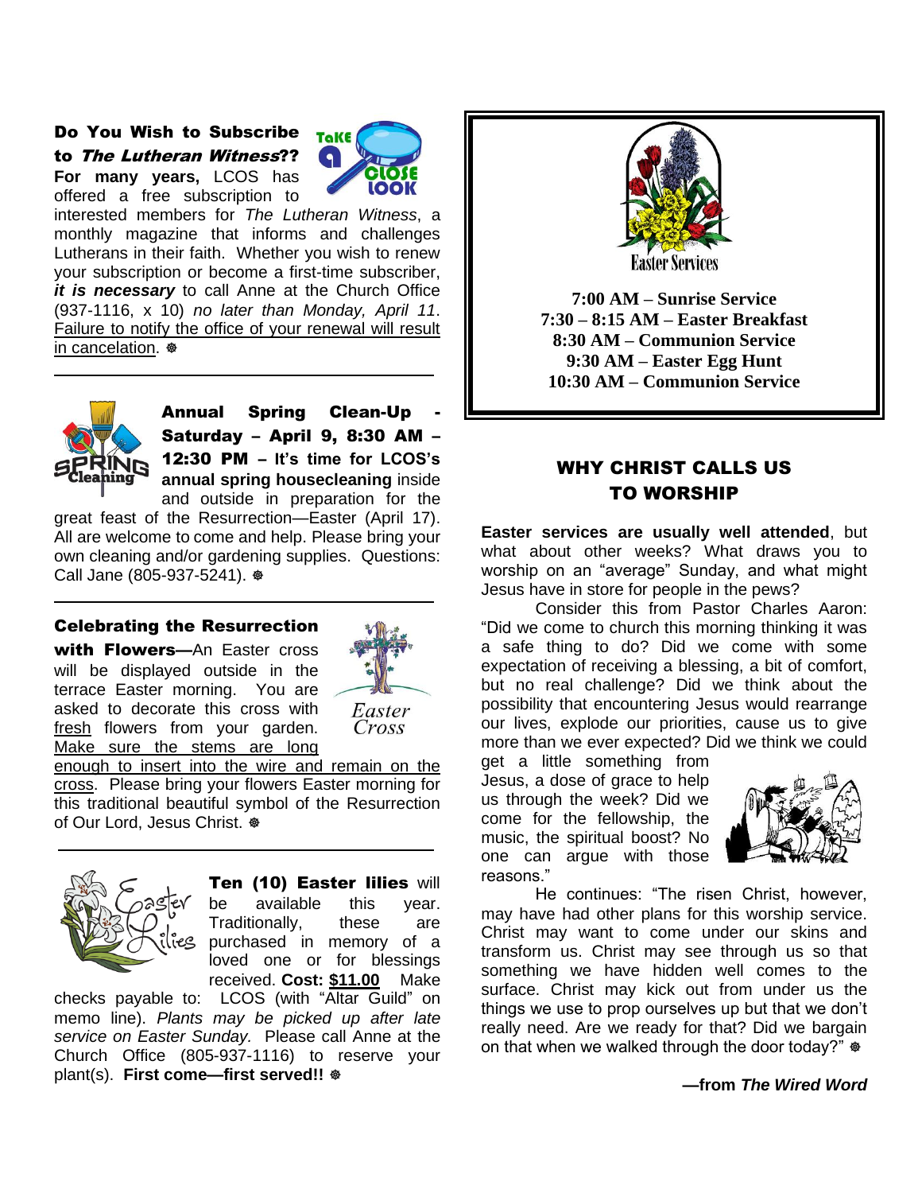**Do You Wish to Subscribe to *The Lutheran Witness*??** **For many years,** LCOS has offered a free subscription to interested members for *The Lutheran Witness*, a monthly magazine that informs and challenges Lutherans in their faith. Whether you wish to renew your subscription or become a first-time subscriber, ***it is necessary*** to call Anne at the Church Office (937-1116, x 10) *no later than Monday, April 11*. Failure to notify the office of your renewal will result in cancelation. ❁

---

**Annual Spring Clean-Up - Saturday – April 9, 8:30 AM – 12:30 PM – It's time for LCOS's annual spring housecleaning** inside and outside in preparation for the great feast of the Resurrection—Easter (April 17). All are welcome to come and help. Please bring your own cleaning and/or gardening supplies. Questions: Call Jane (805-937-5241). ❁

---

**Celebrating the Resurrection with Flowers—**An Easter cross will be displayed outside in the terrace Easter morning. You are asked to decorate this cross with fresh flowers from your garden. Make sure the stems are long enough to insert into the wire and remain on the cross. Please bring your flowers Easter morning for this traditional beautiful symbol of the Resurrection of Our Lord, Jesus Christ. ❁

---

**Ten (10) Easter lilies** will be available this year. Traditionally, these are purchased in memory of a loved one or for blessings received. **Cost: $11.00** Make checks payable to: LCOS (with "Altar Guild" on memo line). *Plants may be picked up after late service on Easter Sunday.* Please call Anne at the Church Office (805-937-1116) to reserve your plant(s). **First come—first served!!** ❁

---

**Easter Services**

**7:00 AM – Sunrise Service**
**7:30 – 8:15 AM – Easter Breakfast**
**8:30 AM – Communion Service**
**9:30 AM – Easter Egg Hunt**
**10:30 AM – Communion Service**

## WHY CHRIST CALLS US TO WORSHIP

**Easter services are usually well attended**, but what about other weeks? What draws you to worship on an "average" Sunday, and what might Jesus have in store for people in the pews?

Consider this from Pastor Charles Aaron: "Did we come to church this morning thinking it was a safe thing to do? Did we come with some expectation of receiving a blessing, a bit of comfort, but no real challenge? Did we think about the possibility that encountering Jesus would rearrange our lives, explode our priorities, cause us to give more than we ever expected? Did we think we could get a little something from Jesus, a dose of grace to help us through the week? Did we come for the fellowship, the music, the spiritual boost? No one can argue with those reasons."

He continues: "The risen Christ, however, may have had other plans for this worship service. Christ may want to come under our skins and transform us. Christ may see through us so that something we have hidden well comes to the surface. Christ may kick out from under us the things we use to prop ourselves up but that we don't really need. Are we ready for that? Did we bargain on that when we walked through the door today?" ❁

**—from *The Wired Word***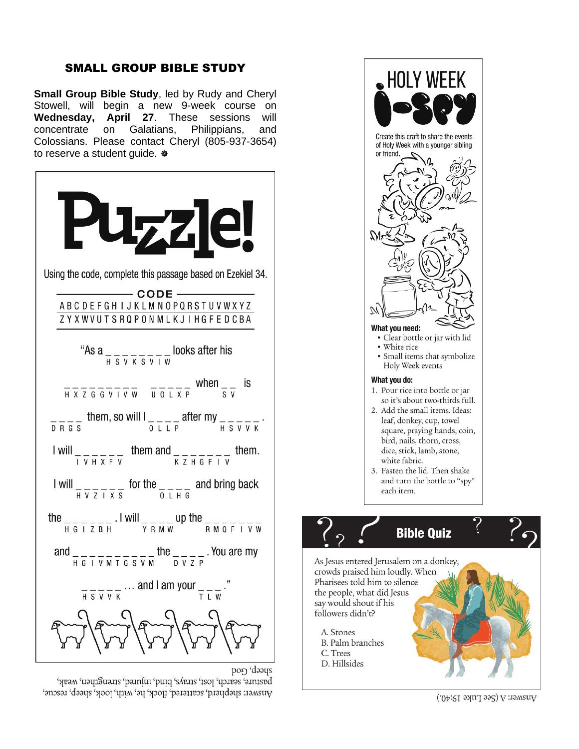## SMALL GROUP BIBLE STUDY

**Small Group Bible Study**, led by Rudy and Cheryl Stowell, will begin a new 9-week course on **Wednesday, April 27**. These sessions will concentrate on Galatians, Philippians, and Colossians. Please contact Cheryl (805-937-3654) to reserve a student guide. ☸

# Puzzle!

Using the code, complete this passage based on Ezekiel 34.

**CODE**

A B C D E F G H I J K L M N O P Q R S T U V W X Y Z
Z Y X W V U T S R Q P O N M L K J I H G F E D C B A

"As a _ _ _ _ _ _ _ _ (H S V K S V I W) looks after his

_ _ _ _ _ _ _ _ _ (H X Z G G V I V W) _ _ _ _ _ (U O L X P) when _ _ (S V) is

_ _ _ _ (D R G S) them, so will I _ _ _ _ (O L L P) after my _ _ _ _ _ (H S V V K).

I will _ _ _ _ _ _ (I V H X F V) them and _ _ _ _ _ _ _ (K Z H G F I V) them.

I will _ _ _ _ _ _ (H V Z I X S) for the _ _ _ _ (O L H G) and bring back

the _ _ _ _ _ _ (H G I Z B H). I will _ _ _ _ (Y R M W) up the _ _ _ _ _ _ _ (R M Q F I V W)

and _ _ _ _ _ _ _ _ _ _ (H G I V M T G S V M) the _ _ _ _ (D V Z P). You are my

_ _ _ _ _ (H S V V K) … and I am your _ _ _ (T L W)."

Answer: shepherd, scattered, flock, he, with, look, sheep, rescue, pasture, search, lost, strays, bind, injured, strengthen, weak, sheep, God

## HOLY WEEK I-SPY

Create this craft to share the events of Holy Week with a younger sibling or friend.

**What you need:**

- Clear bottle or jar with lid
- White rice
- Small items that symbolize Holy Week events

**What you do:**

1. Pour rice into bottle or jar so it's about two-thirds full.
2. Add the small items. Ideas: leaf, donkey, cup, towel square, praying hands, coin, bird, nails, thorn, cross, dice, stick, lamb, stone, white fabric.
3. Fasten the lid. Then shake and turn the bottle to "spy" each item.

## Bible Quiz

As Jesus entered Jerusalem on a donkey, crowds praised him loudly. When Pharisees told him to silence the people, what did Jesus say would shout if his followers didn't?

A. Stones
B. Palm branches
C. Trees
D. Hillsides

Answer: A (See Luke 19:40.)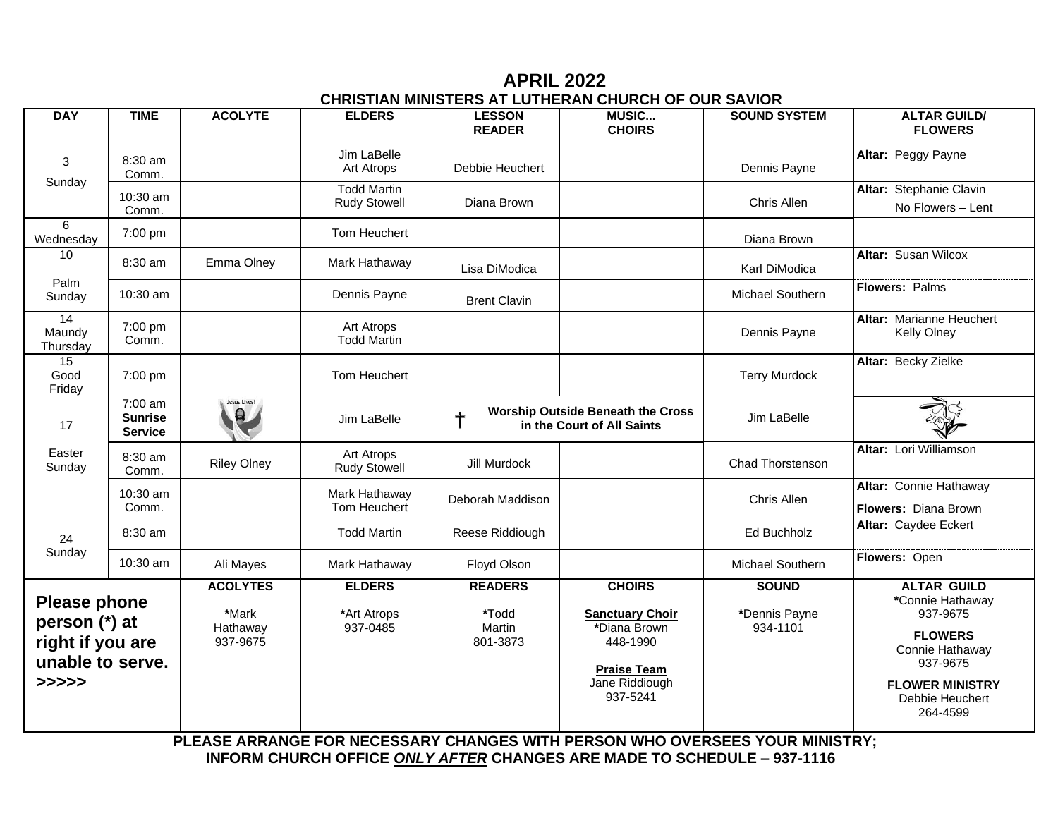# APRIL 2022

## CHRISTIAN MINISTERS AT LUTHERAN CHURCH OF OUR SAVIOR

| DAY | TIME | ACOLYTE | ELDERS | LESSON READER | MUSIC... CHOIRS | SOUND SYSTEM | ALTAR GUILD/ FLOWERS |
|---|---|---|---|---|---|---|---|
| 3 Sunday | 8:30 am Comm. | | Jim LaBelle Art Atrops | Debbie Heuchert | | Dennis Payne | **Altar:** Peggy Payne |
| | 10:30 am Comm. | | Todd Martin Rudy Stowell | Diana Brown | | Chris Allen | **Altar:** Stephanie Clavin / No Flowers – Lent |
| 6 Wednesday | 7:00 pm | | Tom Heuchert | | | Diana Brown | |
| 10 Palm Sunday | 8:30 am | Emma Olney | Mark Hathaway | Lisa DiModica | | Karl DiModica | **Altar:** Susan Wilcox |
| | 10:30 am | | Dennis Payne | Brent Clavin | | Michael Southern | **Flowers:** Palms |
| 14 Maundy Thursday | 7:00 pm Comm. | | Art Atrops Todd Martin | | | Dennis Payne | **Altar:** Marianne Heuchert Kelly Olney |
| 15 Good Friday | 7:00 pm | | Tom Heuchert | | | Terry Murdock | **Altar:** Becky Zielke |
| 17 Easter Sunday | 7:00 am **Sunrise Service** | Jesus Lives! | Jim LaBelle | † **Worship Outside Beneath the Cross in the Court of All Saints** | | Jim LaBelle | |
| | 8:30 am Comm. | Riley Olney | Art Atrops Rudy Stowell | Jill Murdock | | Chad Thorstenson | **Altar:** Lori Williamson |
| | 10:30 am Comm. | | Mark Hathaway Tom Heuchert | Deborah Maddison | | Chris Allen | **Altar:** Connie Hathaway / **Flowers:** Diana Brown |
| 24 Sunday | 8:30 am | | Todd Martin | Reese Riddiough | | Ed Buchholz | **Altar:** Caydee Eckert |
| | 10:30 am | Ali Mayes | Mark Hathaway | Floyd Olson | | Michael Southern | **Flowers:** Open |
| **Please phone person (*) at right if you are unable to serve. >>>>>** | | **ACOLYTES** *Mark Hathaway 937-9675 | **ELDERS** *Art Atrops 937-0485 | **READERS** *Todd Martin 801-3873 | **CHOIRS** **Sanctuary Choir** *Diana Brown 448-1990 **Praise Team** Jane Riddiough 937-5241 | **SOUND** *Dennis Payne 934-1101 | **ALTAR GUILD** *Connie Hathaway 937-9675 **FLOWERS** Connie Hathaway 937-9675 **FLOWER MINISTRY** Debbie Heuchert 264-4599 |

**PLEASE ARRANGE FOR NECESSARY CHANGES WITH PERSON WHO OVERSEES YOUR MINISTRY; INFORM CHURCH OFFICE *ONLY AFTER* CHANGES ARE MADE TO SCHEDULE – 937-1116**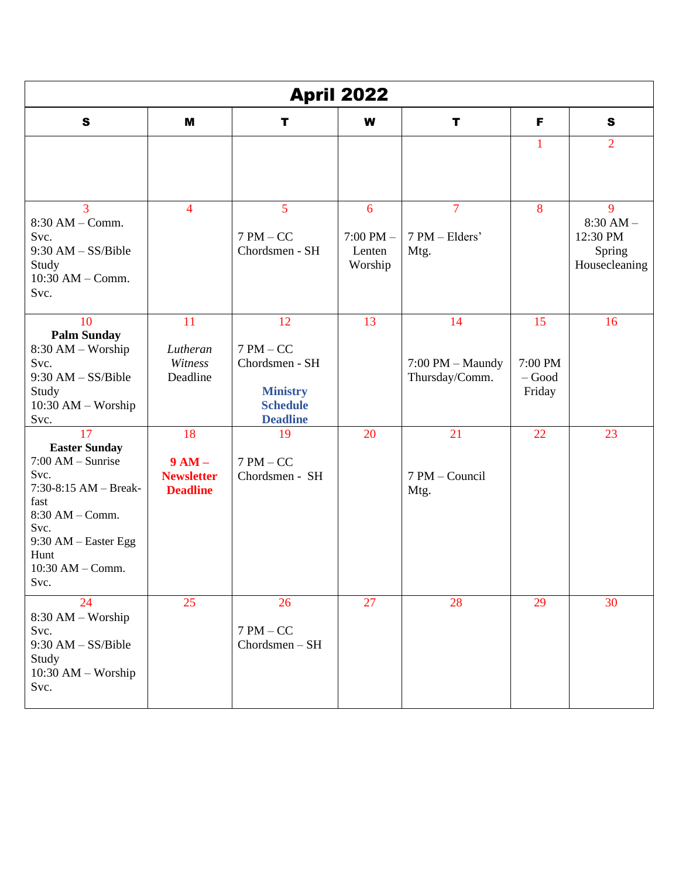| April 2022 | | | | | | |
|---|---|---|---|---|---|---|
| **S** | **M** | **T** | **W** | **T** | **F** | **S** |
| | | | | | 1 | 2 |
| 3<br>8:30 AM – Comm. Svc.<br>9:30 AM – SS/Bible Study<br>10:30 AM – Comm. Svc. | 4 | 5<br>7 PM – CC Chordsmen - SH | 6<br>7:00 PM – Lenten Worship | 7<br>7 PM – Elders' Mtg. | 8 | 9<br>8:30 AM – 12:30 PM Spring Housecleaning |
| 10<br>**Palm Sunday**<br>8:30 AM – Worship Svc.<br>9:30 AM – SS/Bible Study<br>10:30 AM – Worship Svc. | 11<br>*Lutheran Witness* Deadline | 12<br>7 PM – CC Chordsmen - SH<br>**Ministry Schedule Deadline** | 13 | 14<br>7:00 PM – Maundy Thursday/Comm. | 15<br>7:00 PM – Good Friday | 16 |
| 17<br>**Easter Sunday**<br>7:00 AM – Sunrise Svc.<br>7:30-8:15 AM – Break-fast<br>8:30 AM – Comm. Svc.<br>9:30 AM – Easter Egg Hunt<br>10:30 AM – Comm. Svc. | 18<br>**9 AM – Newsletter Deadline** | 19<br>7 PM – CC Chordsmen - SH | 20 | 21<br>7 PM – Council Mtg. | 22 | 23 |
| 24<br>8:30 AM – Worship Svc.<br>9:30 AM – SS/Bible Study<br>10:30 AM – Worship Svc. | 25 | 26<br>7 PM – CC Chordsmen – SH | 27 | 28 | 29 | 30 |